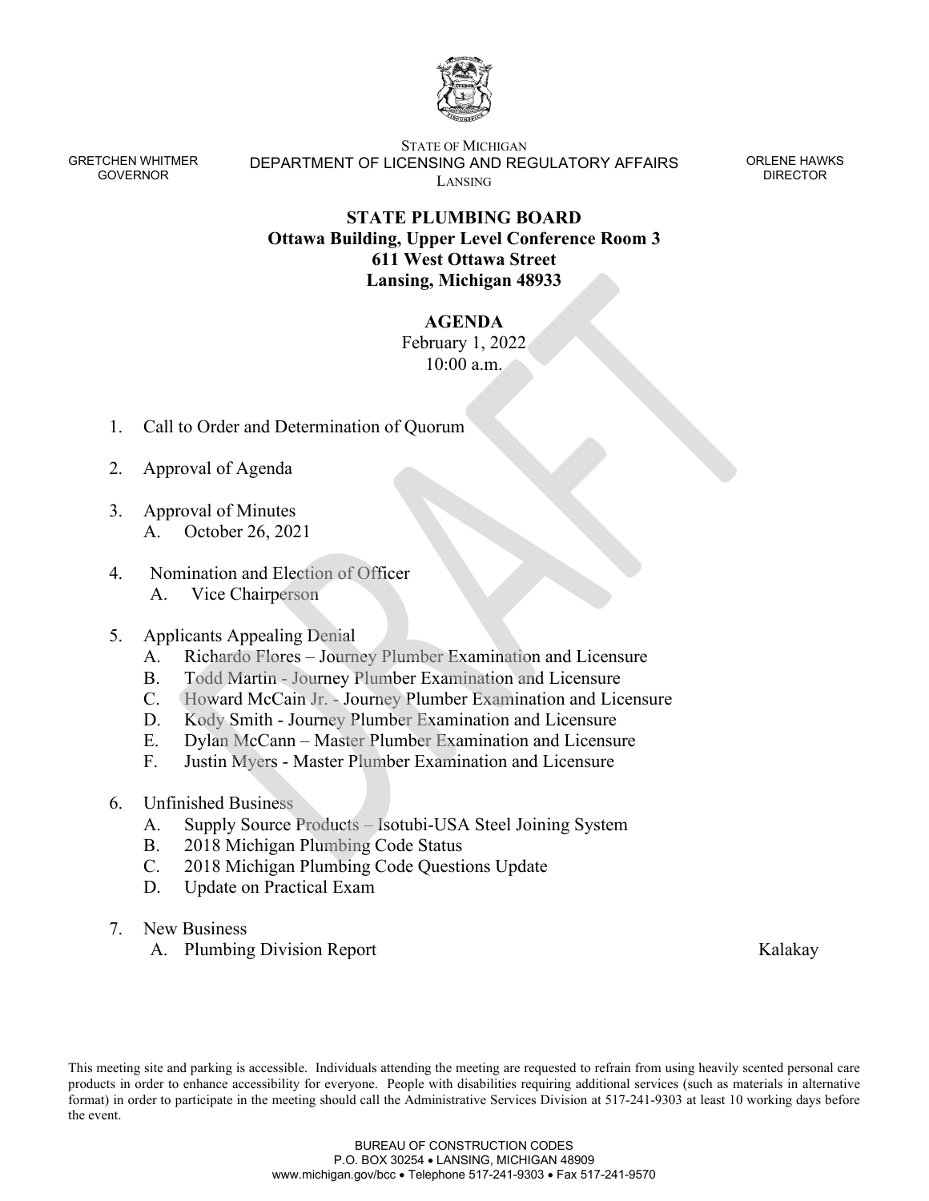GRETCHEN WHITMER
GOVERNOR

STATE OF MICHIGAN
DEPARTMENT OF LICENSING AND REGULATORY AFFAIRS
LANSING

ORLENE HAWKS
DIRECTOR

DRAFT

# STATE PLUMBING BOARD

**Ottawa Building, Upper Level Conference Room 3**
**611 West Ottawa Street**
**Lansing, Michigan 48933**

## AGENDA

February 1, 2022
10:00 a.m.

1. Call to Order and Determination of Quorum

2. Approval of Agenda

3. Approval of Minutes
   A. October 26, 2021

4. Nomination and Election of Officer
   A. Vice Chairperson

5. Applicants Appealing Denial
   A. Richardo Flores – Journey Plumber Examination and Licensure
   B. Todd Martin - Journey Plumber Examination and Licensure
   C. Howard McCain Jr. - Journey Plumber Examination and Licensure
   D. Kody Smith - Journey Plumber Examination and Licensure
   E. Dylan McCann – Master Plumber Examination and Licensure
   F. Justin Myers - Master Plumber Examination and Licensure

6. Unfinished Business
   A. Supply Source Products – Isotubi-USA Steel Joining System
   B. 2018 Michigan Plumbing Code Status
   C. 2018 Michigan Plumbing Code Questions Update
   D. Update on Practical Exam

7. New Business
   A. Plumbing Division Report — Kalakay

This meeting site and parking is accessible. Individuals attending the meeting are requested to refrain from using heavily scented personal care products in order to enhance accessibility for everyone. People with disabilities requiring additional services (such as materials in alternative format) in order to participate in the meeting should call the Administrative Services Division at 517-241-9303 at least 10 working days before the event.

BUREAU OF CONSTRUCTION CODES
P.O. BOX 30254 • LANSING, MICHIGAN 48909
www.michigan.gov/bcc • Telephone 517-241-9303 • Fax 517-241-9570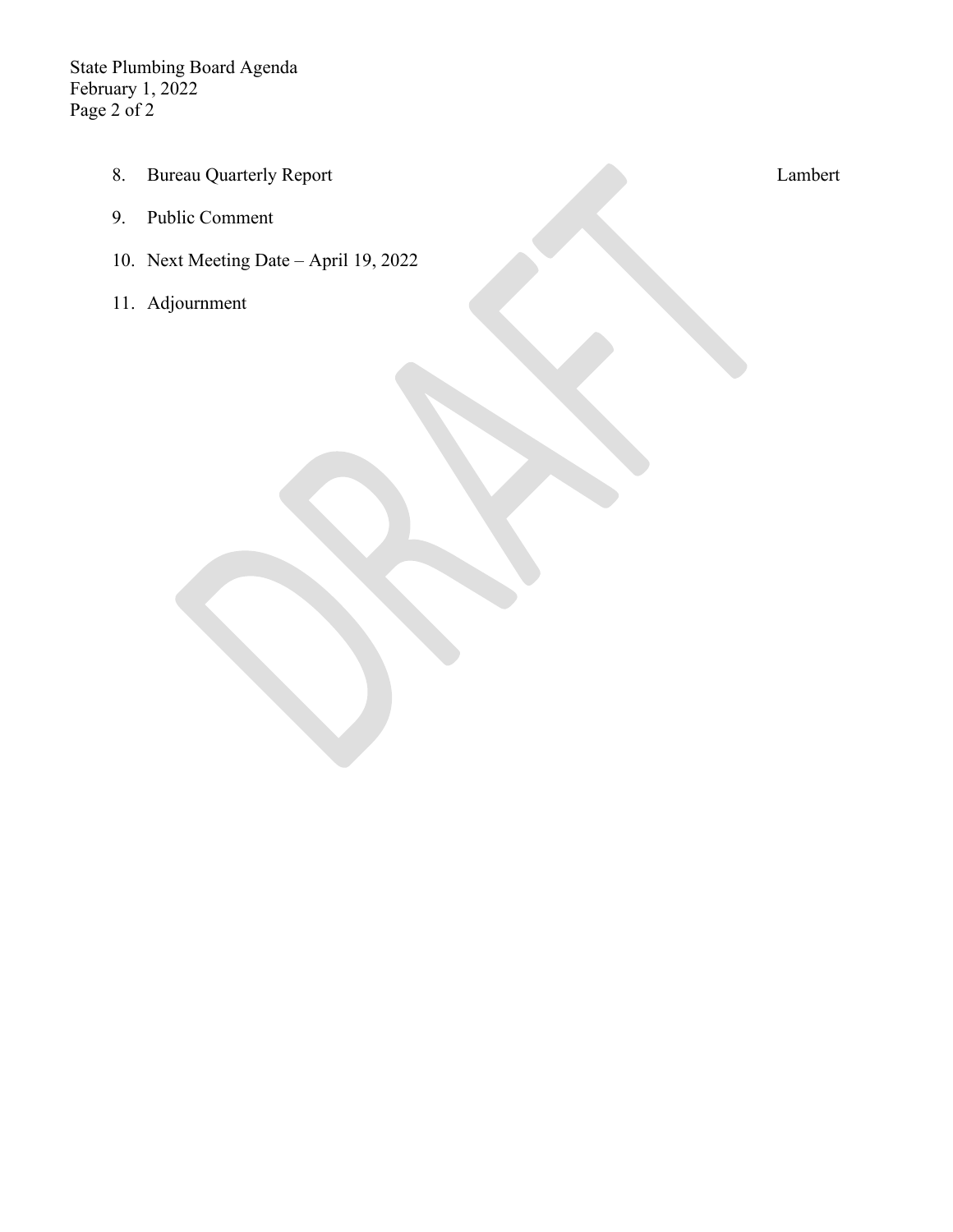8. Bureau Quarterly Report Lambert

9. Public Comment

10. Next Meeting Date – April 19, 2022

11. Adjournment